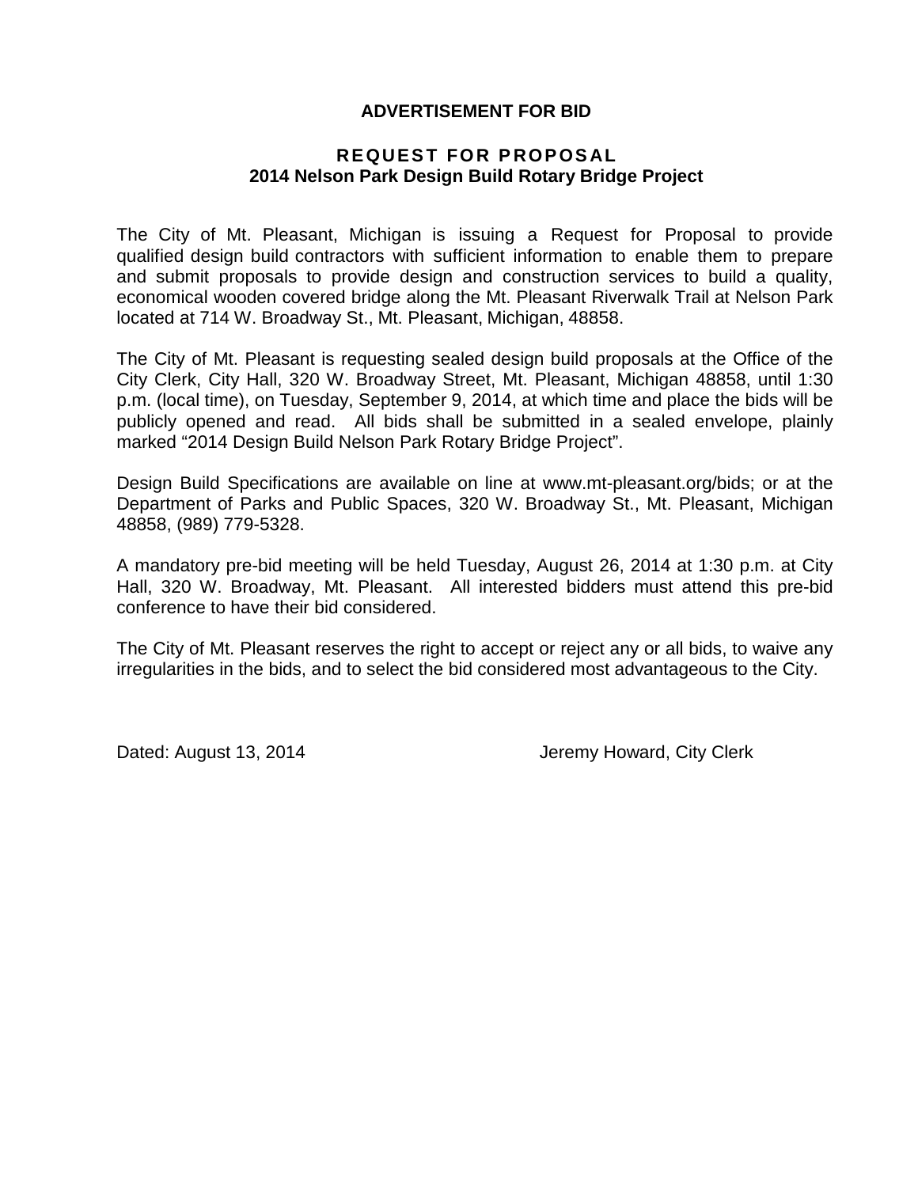# ADVERTISEMENT FOR BID

## REQUEST FOR PROPOSAL
## 2014 Nelson Park Design Build Rotary Bridge Project

The City of Mt. Pleasant, Michigan is issuing a Request for Proposal to provide qualified design build contractors with sufficient information to enable them to prepare and submit proposals to provide design and construction services to build a quality, economical wooden covered bridge along the Mt. Pleasant Riverwalk Trail at Nelson Park located at 714 W. Broadway St., Mt. Pleasant, Michigan, 48858.

The City of Mt. Pleasant is requesting sealed design build proposals at the Office of the City Clerk, City Hall, 320 W. Broadway Street, Mt. Pleasant, Michigan 48858, until 1:30 p.m. (local time), on Tuesday, September 9, 2014, at which time and place the bids will be publicly opened and read. All bids shall be submitted in a sealed envelope, plainly marked "2014 Design Build Nelson Park Rotary Bridge Project".

Design Build Specifications are available on line at www.mt-pleasant.org/bids; or at the Department of Parks and Public Spaces, 320 W. Broadway St., Mt. Pleasant, Michigan 48858, (989) 779-5328.

A mandatory pre-bid meeting will be held Tuesday, August 26, 2014 at 1:30 p.m. at City Hall, 320 W. Broadway, Mt. Pleasant. All interested bidders must attend this pre-bid conference to have their bid considered.

The City of Mt. Pleasant reserves the right to accept or reject any or all bids, to waive any irregularities in the bids, and to select the bid considered most advantageous to the City.

Dated: August 13, 2014

Jeremy Howard, City Clerk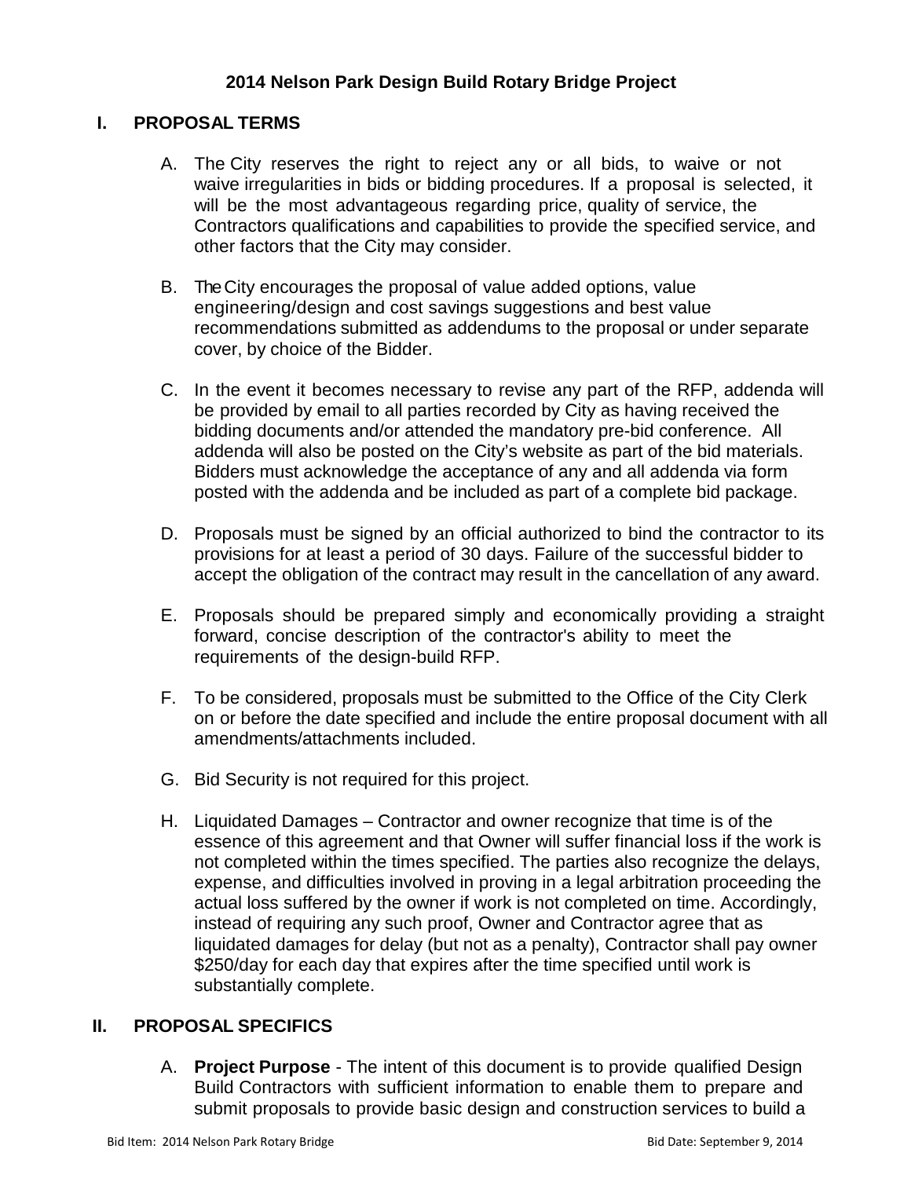## 2014 Nelson Park Design Build Rotary Bridge Project

### I. PROPOSAL TERMS

A. The City reserves the right to reject any or all bids, to waive or not waive irregularities in bids or bidding procedures. If a proposal is selected, it will be the most advantageous regarding price, quality of service, the Contractors qualifications and capabilities to provide the specified service, and other factors that the City may consider.

B. The City encourages the proposal of value added options, value engineering/design and cost savings suggestions and best value recommendations submitted as addendums to the proposal or under separate cover, by choice of the Bidder.

C. In the event it becomes necessary to revise any part of the RFP, addenda will be provided by email to all parties recorded by City as having received the bidding documents and/or attended the mandatory pre-bid conference. All addenda will also be posted on the City's website as part of the bid materials. Bidders must acknowledge the acceptance of any and all addenda via form posted with the addenda and be included as part of a complete bid package.

D. Proposals must be signed by an official authorized to bind the contractor to its provisions for at least a period of 30 days. Failure of the successful bidder to accept the obligation of the contract may result in the cancellation of any award.

E. Proposals should be prepared simply and economically providing a straight forward, concise description of the contractor's ability to meet the requirements of the design-build RFP.

F. To be considered, proposals must be submitted to the Office of the City Clerk on or before the date specified and include the entire proposal document with all amendments/attachments included.

G. Bid Security is not required for this project.

H. Liquidated Damages – Contractor and owner recognize that time is of the essence of this agreement and that Owner will suffer financial loss if the work is not completed within the times specified. The parties also recognize the delays, expense, and difficulties involved in proving in a legal arbitration proceeding the actual loss suffered by the owner if work is not completed on time. Accordingly, instead of requiring any such proof, Owner and Contractor agree that as liquidated damages for delay (but not as a penalty), Contractor shall pay owner $250/day for each day that expires after the time specified until work is substantially complete.

### II. PROPOSAL SPECIFICS

A. **Project Purpose** - The intent of this document is to provide qualified Design Build Contractors with sufficient information to enable them to prepare and submit proposals to provide basic design and construction services to build a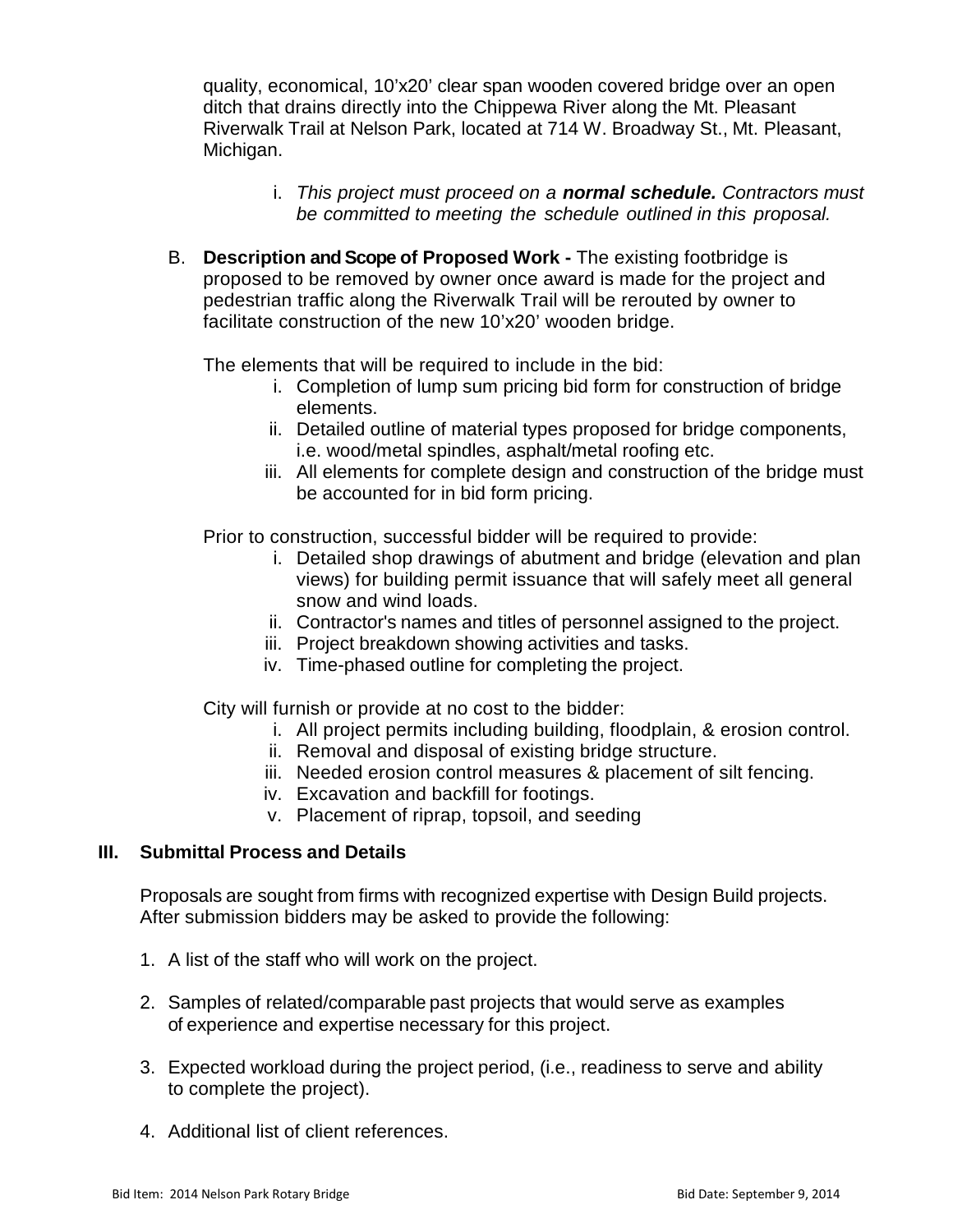quality, economical, 10’x20’ clear span wooden covered bridge over an open ditch that drains directly into the Chippewa River along the Mt. Pleasant Riverwalk Trail at Nelson Park, located at 714 W. Broadway St., Mt. Pleasant, Michigan.

i. *This project must proceed on a **normal schedule.** Contractors must be committed to meeting the schedule outlined in this proposal.*

B. **Description and Scope of Proposed Work -** The existing footbridge is proposed to be removed by owner once award is made for the project and pedestrian traffic along the Riverwalk Trail will be rerouted by owner to facilitate construction of the new 10’x20’ wooden bridge.

The elements that will be required to include in the bid:

i. Completion of lump sum pricing bid form for construction of bridge elements.
ii. Detailed outline of material types proposed for bridge components, i.e. wood/metal spindles, asphalt/metal roofing etc.
iii. All elements for complete design and construction of the bridge must be accounted for in bid form pricing.

Prior to construction, successful bidder will be required to provide:

i. Detailed shop drawings of abutment and bridge (elevation and plan views) for building permit issuance that will safely meet all general snow and wind loads.
ii. Contractor's names and titles of personnel assigned to the project.
iii. Project breakdown showing activities and tasks.
iv. Time-phased outline for completing the project.

City will furnish or provide at no cost to the bidder:

i. All project permits including building, floodplain, & erosion control.
ii. Removal and disposal of existing bridge structure.
iii. Needed erosion control measures & placement of silt fencing.
iv. Excavation and backfill for footings.
v. Placement of riprap, topsoil, and seeding

## III. Submittal Process and Details

Proposals are sought from firms with recognized expertise with Design Build projects. After submission bidders may be asked to provide the following:

1. A list of the staff who will work on the project.
2. Samples of related/comparable past projects that would serve as examples of experience and expertise necessary for this project.
3. Expected workload during the project period, (i.e., readiness to serve and ability to complete the project).
4. Additional list of client references.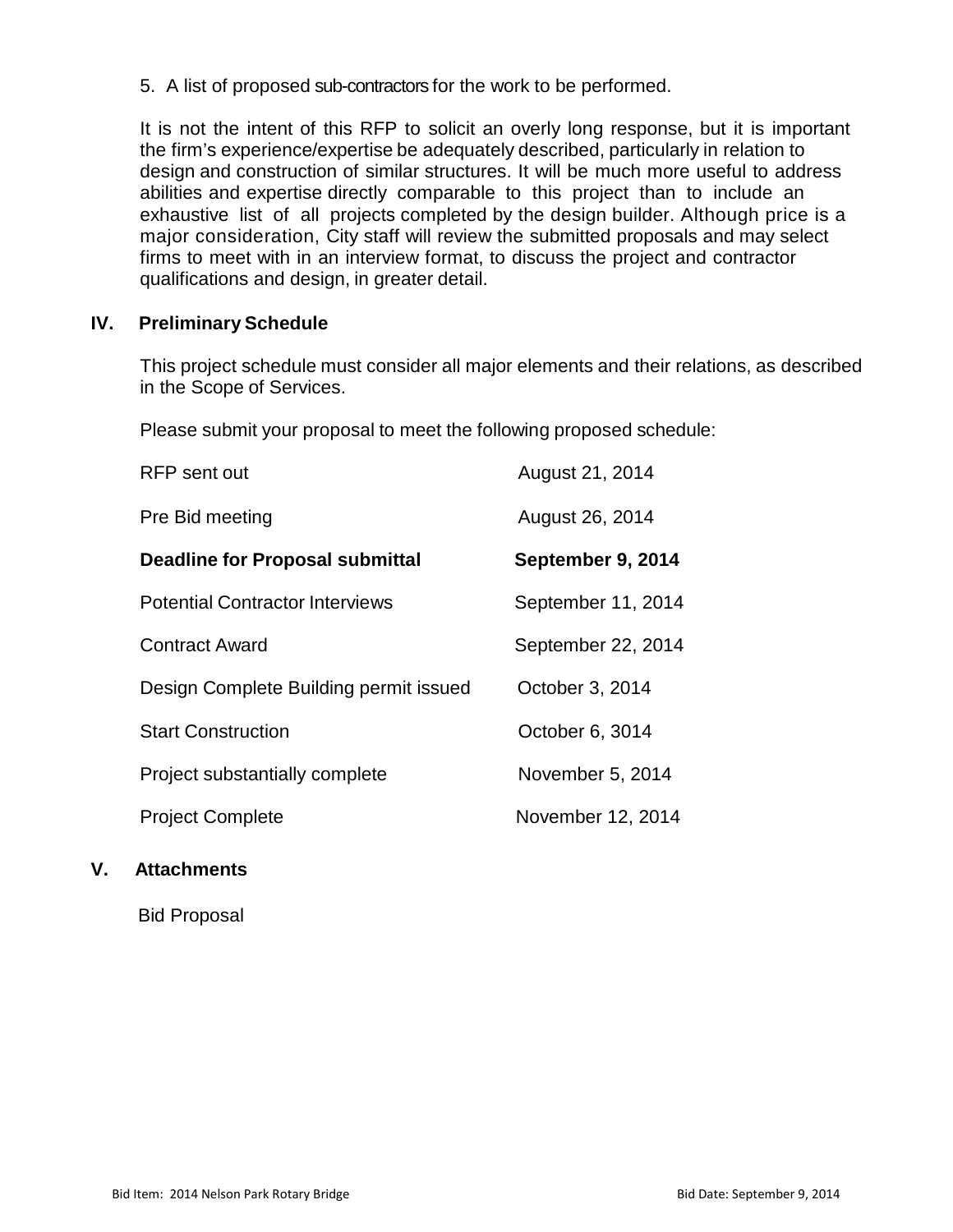5. A list of proposed sub-contractors for the work to be performed.

It is not the intent of this RFP to solicit an overly long response, but it is important the firm's experience/expertise be adequately described, particularly in relation to design and construction of similar structures. It will be much more useful to address abilities and expertise directly comparable to this project than to include an exhaustive list of all projects completed by the design builder. Although price is a major consideration, City staff will review the submitted proposals and may select firms to meet with in an interview format, to discuss the project and contractor qualifications and design, in greater detail.

## IV. Preliminary Schedule

This project schedule must consider all major elements and their relations, as described in the Scope of Services.

Please submit your proposal to meet the following proposed schedule:

| | |
|---|---|
| RFP sent out | August 21, 2014 |
| Pre Bid meeting | August 26, 2014 |
| **Deadline for Proposal submittal** | **September 9, 2014** |
| Potential Contractor Interviews | September 11, 2014 |
| Contract Award | September 22, 2014 |
| Design Complete Building permit issued | October 3, 2014 |
| Start Construction | October 6, 3014 |
| Project substantially complete | November 5, 2014 |
| Project Complete | November 12, 2014 |

## V. Attachments

Bid Proposal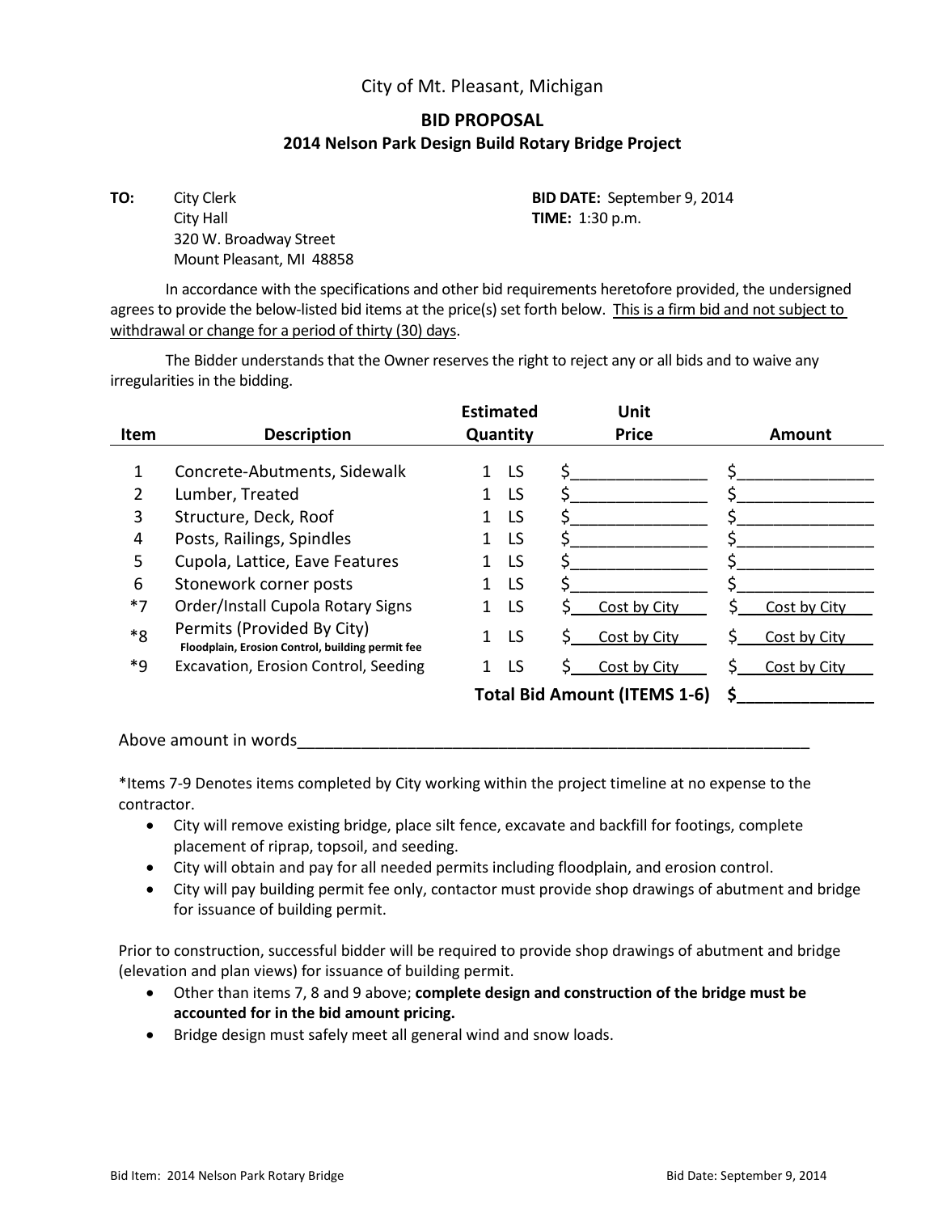City of Mt. Pleasant, Michigan

# BID PROPOSAL

## 2014 Nelson Park Design Build Rotary Bridge Project

**TO:** City Clerk
City Hall
320 W. Broadway Street
Mount Pleasant, MI 48858

**BID DATE:** September 9, 2014
**TIME:** 1:30 p.m.

In accordance with the specifications and other bid requirements heretofore provided, the undersigned agrees to provide the below-listed bid items at the price(s) set forth below. <u>This is a firm bid and not subject to withdrawal or change for a period of thirty (30) days</u>.

The Bidder understands that the Owner reserves the right to reject any or all bids and to waive any irregularities in the bidding.

| Item | Description | Estimated Quantity | | Unit Price | Amount |
|---|---|---|---|---|---|
| 1 | Concrete-Abutments, Sidewalk | 1 | LS | $_______________ | $_______________ |
| 2 | Lumber, Treated | 1 | LS | $_______________ | $_______________ |
| 3 | Structure, Deck, Roof | 1 | LS | $_______________ | $_______________ |
| 4 | Posts, Railings, Spindles | 1 | LS | $_______________ | $_______________ |
| 5 | Cupola, Lattice, Eave Features | 1 | LS | $_______________ | $_______________ |
| 6 | Stonework corner posts | 1 | LS | $_______________ | $_______________ |
| *7 | Order/Install Cupola Rotary Signs | 1 | LS | $ Cost by City | $ Cost by City |
| *8 | Permits (Provided By City) **Floodplain, Erosion Control, building permit fee** | 1 | LS | $ Cost by City | $ Cost by City |
| *9 | Excavation, Erosion Control, Seeding | 1 | LS | $ Cost by City | $ Cost by City |
| | | | | **Total Bid Amount (ITEMS 1-6)** | **$_______________** |

Above amount in words_____________________________________________________________

*Items 7-9 Denotes items completed by City working within the project timeline at no expense to the contractor.

- City will remove existing bridge, place silt fence, excavate and backfill for footings, complete placement of riprap, topsoil, and seeding.
- City will obtain and pay for all needed permits including floodplain, and erosion control.
- City will pay building permit fee only, contactor must provide shop drawings of abutment and bridge for issuance of building permit.

Prior to construction, successful bidder will be required to provide shop drawings of abutment and bridge (elevation and plan views) for issuance of building permit.

- Other than items 7, 8 and 9 above; **complete design and construction of the bridge must be accounted for in the bid amount pricing.**
- Bridge design must safely meet all general wind and snow loads.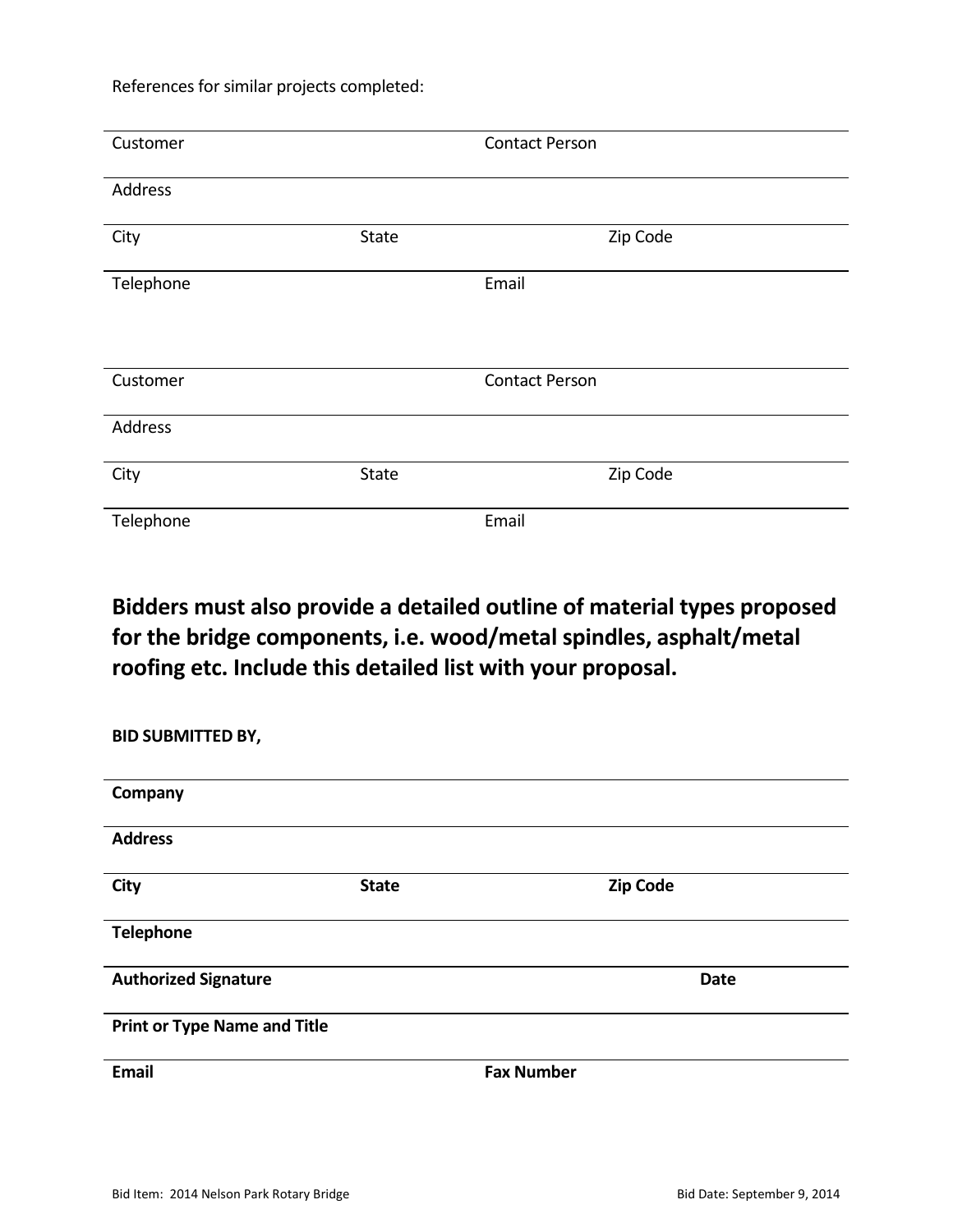References for similar projects completed:

| Customer | | Contact Person |
|---|---|---|
| Address | | |
| City | State | Zip Code |
| Telephone | | Email |

| Customer | | Contact Person |
|---|---|---|
| Address | | |
| City | State | Zip Code |
| Telephone | | Email |

**Bidders must also provide a detailed outline of material types proposed for the bridge components, i.e. wood/metal spindles, asphalt/metal roofing etc. Include this detailed list with your proposal.**

**BID SUBMITTED BY,**

| **Company** | | |
|---|---|---|
| **Address** | | |
| **City** | **State** | **Zip Code** |
| **Telephone** | | |
| **Authorized Signature** | | **Date** |
| **Print or Type Name and Title** | | |
| **Email** | **Fax Number** | |

Bid Item: 2014 Nelson Park Rotary Bridge

Bid Date: September 9, 2014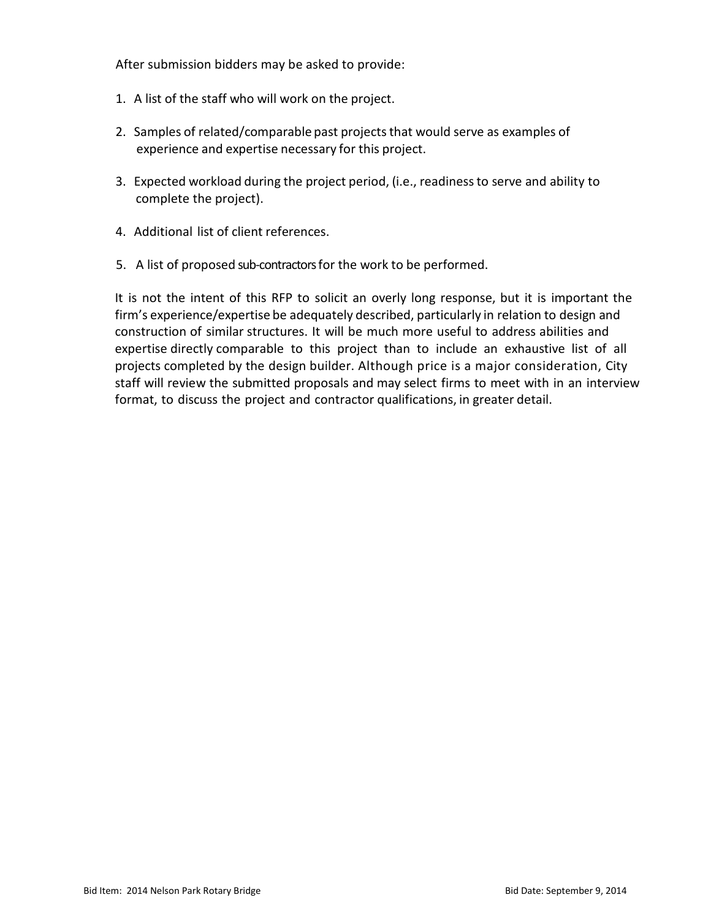After submission bidders may be asked to provide:

1. A list of the staff who will work on the project.
2. Samples of related/comparable past projects that would serve as examples of experience and expertise necessary for this project.
3. Expected workload during the project period, (i.e., readiness to serve and ability to complete the project).
4. Additional list of client references.
5. A list of proposed sub-contractors for the work to be performed.

It is not the intent of this RFP to solicit an overly long response, but it is important the firm's experience/expertise be adequately described, particularly in relation to design and construction of similar structures. It will be much more useful to address abilities and expertise directly comparable to this project than to include an exhaustive list of all projects completed by the design builder. Although price is a major consideration, City staff will review the submitted proposals and may select firms to meet with in an interview format, to discuss the project and contractor qualifications, in greater detail.